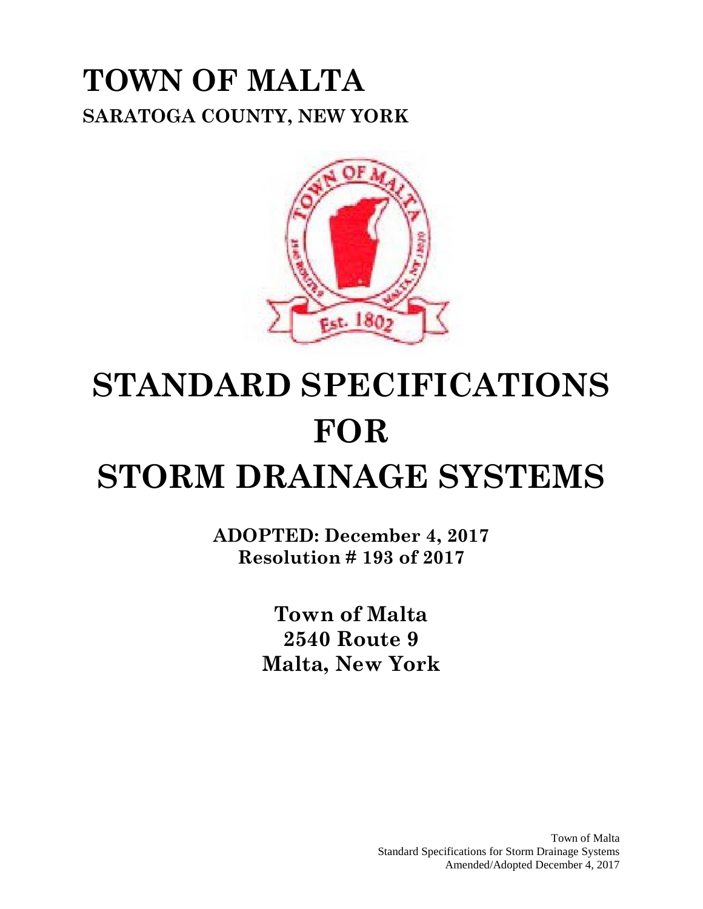# TOWN OF MALTA

## SARATOGA COUNTY, NEW YORK

# STANDARD SPECIFICATIONS FOR STORM DRAINAGE SYSTEMS

**ADOPTED: December 4, 2017**
**Resolution # 193 of 2017**

**Town of Malta**
**2540 Route 9**
**Malta, New York**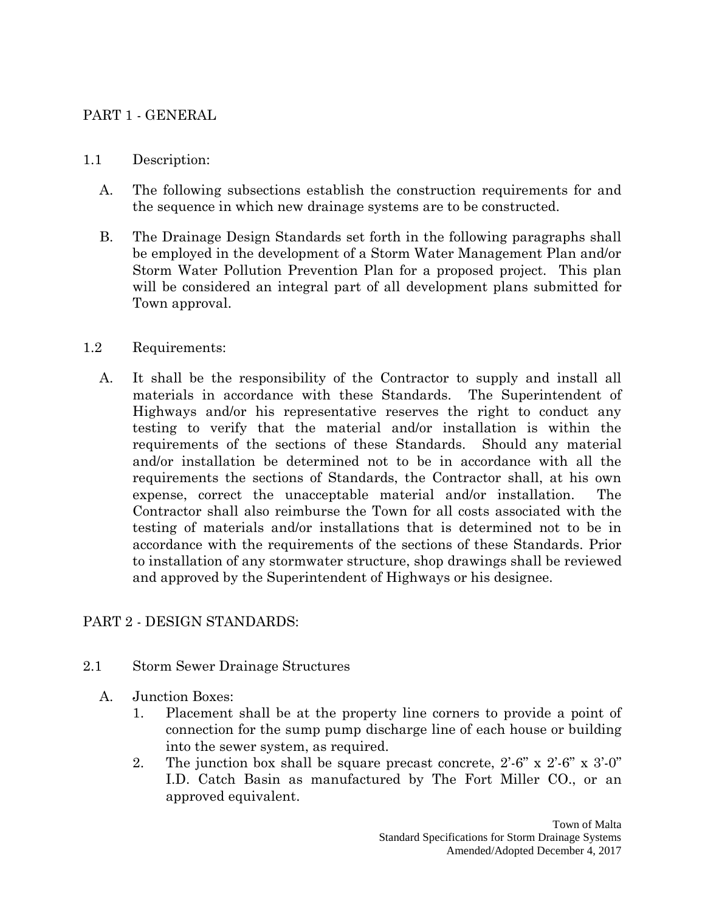## PART 1 - GENERAL

### 1.1 Description:

A. The following subsections establish the construction requirements for and the sequence in which new drainage systems are to be constructed.

B. The Drainage Design Standards set forth in the following paragraphs shall be employed in the development of a Storm Water Management Plan and/or Storm Water Pollution Prevention Plan for a proposed project. This plan will be considered an integral part of all development plans submitted for Town approval.

### 1.2 Requirements:

A. It shall be the responsibility of the Contractor to supply and install all materials in accordance with these Standards. The Superintendent of Highways and/or his representative reserves the right to conduct any testing to verify that the material and/or installation is within the requirements of the sections of these Standards. Should any material and/or installation be determined not to be in accordance with all the requirements the sections of Standards, the Contractor shall, at his own expense, correct the unacceptable material and/or installation. The Contractor shall also reimburse the Town for all costs associated with the testing of materials and/or installations that is determined not to be in accordance with the requirements of the sections of these Standards. Prior to installation of any stormwater structure, shop drawings shall be reviewed and approved by the Superintendent of Highways or his designee.

## PART 2 - DESIGN STANDARDS:

### 2.1 Storm Sewer Drainage Structures

A. Junction Boxes:

1. Placement shall be at the property line corners to provide a point of connection for the sump pump discharge line of each house or building into the sewer system, as required.
2. The junction box shall be square precast concrete, 2'-6" x 2'-6" x 3'-0" I.D. Catch Basin as manufactured by The Fort Miller CO., or an approved equivalent.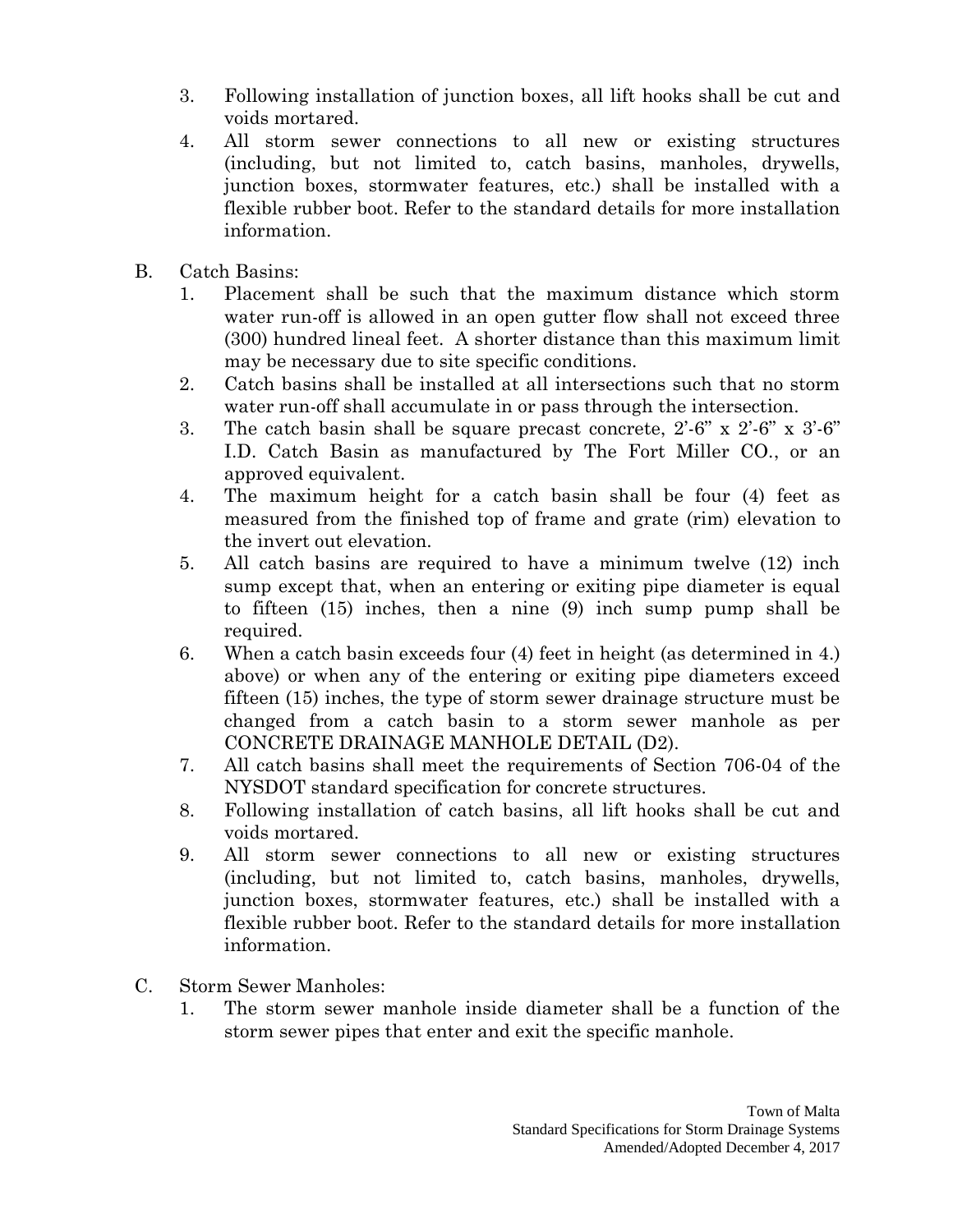3. Following installation of junction boxes, all lift hooks shall be cut and voids mortared.
4. All storm sewer connections to all new or existing structures (including, but not limited to, catch basins, manholes, drywells, junction boxes, stormwater features, etc.) shall be installed with a flexible rubber boot. Refer to the standard details for more installation information.

B. Catch Basins:

1. Placement shall be such that the maximum distance which storm water run-off is allowed in an open gutter flow shall not exceed three (300) hundred lineal feet. A shorter distance than this maximum limit may be necessary due to site specific conditions.
2. Catch basins shall be installed at all intersections such that no storm water run-off shall accumulate in or pass through the intersection.
3. The catch basin shall be square precast concrete, 2'-6" x 2'-6" x 3'-6" I.D. Catch Basin as manufactured by The Fort Miller CO., or an approved equivalent.
4. The maximum height for a catch basin shall be four (4) feet as measured from the finished top of frame and grate (rim) elevation to the invert out elevation.
5. All catch basins are required to have a minimum twelve (12) inch sump except that, when an entering or exiting pipe diameter is equal to fifteen (15) inches, then a nine (9) inch sump pump shall be required.
6. When a catch basin exceeds four (4) feet in height (as determined in 4.) above) or when any of the entering or exiting pipe diameters exceed fifteen (15) inches, the type of storm sewer drainage structure must be changed from a catch basin to a storm sewer manhole as per CONCRETE DRAINAGE MANHOLE DETAIL (D2).
7. All catch basins shall meet the requirements of Section 706-04 of the NYSDOT standard specification for concrete structures.
8. Following installation of catch basins, all lift hooks shall be cut and voids mortared.
9. All storm sewer connections to all new or existing structures (including, but not limited to, catch basins, manholes, drywells, junction boxes, stormwater features, etc.) shall be installed with a flexible rubber boot. Refer to the standard details for more installation information.

C. Storm Sewer Manholes:

1. The storm sewer manhole inside diameter shall be a function of the storm sewer pipes that enter and exit the specific manhole.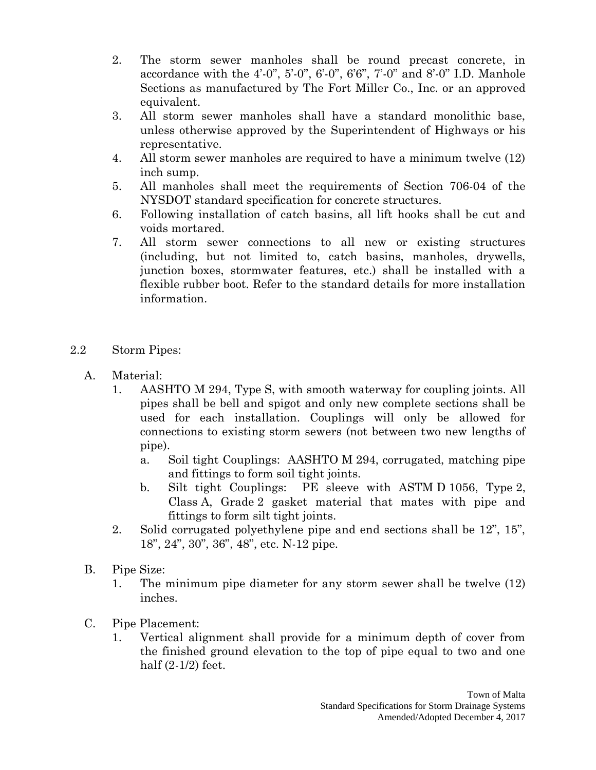2. The storm sewer manholes shall be round precast concrete, in accordance with the 4'-0", 5'-0", 6'-0", 6'6", 7'-0" and 8'-0" I.D. Manhole Sections as manufactured by The Fort Miller Co., Inc. or an approved equivalent.
3. All storm sewer manholes shall have a standard monolithic base, unless otherwise approved by the Superintendent of Highways or his representative.
4. All storm sewer manholes are required to have a minimum twelve (12) inch sump.
5. All manholes shall meet the requirements of Section 706-04 of the NYSDOT standard specification for concrete structures.
6. Following installation of catch basins, all lift hooks shall be cut and voids mortared.
7. All storm sewer connections to all new or existing structures (including, but not limited to, catch basins, manholes, drywells, junction boxes, stormwater features, etc.) shall be installed with a flexible rubber boot. Refer to the standard details for more installation information.

2.2 Storm Pipes:

A. Material:
   1. AASHTO M 294, Type S, with smooth waterway for coupling joints. All pipes shall be bell and spigot and only new complete sections shall be used for each installation. Couplings will only be allowed for connections to existing storm sewers (not between two new lengths of pipe).
      a. Soil tight Couplings: AASHTO M 294, corrugated, matching pipe and fittings to form soil tight joints.
      b. Silt tight Couplings: PE sleeve with ASTM D 1056, Type 2, Class A, Grade 2 gasket material that mates with pipe and fittings to form silt tight joints.
   2. Solid corrugated polyethylene pipe and end sections shall be 12", 15", 18", 24", 30", 36", 48", etc. N-12 pipe.

B. Pipe Size:
   1. The minimum pipe diameter for any storm sewer shall be twelve (12) inches.

C. Pipe Placement:
   1. Vertical alignment shall provide for a minimum depth of cover from the finished ground elevation to the top of pipe equal to two and one half (2-1/2) feet.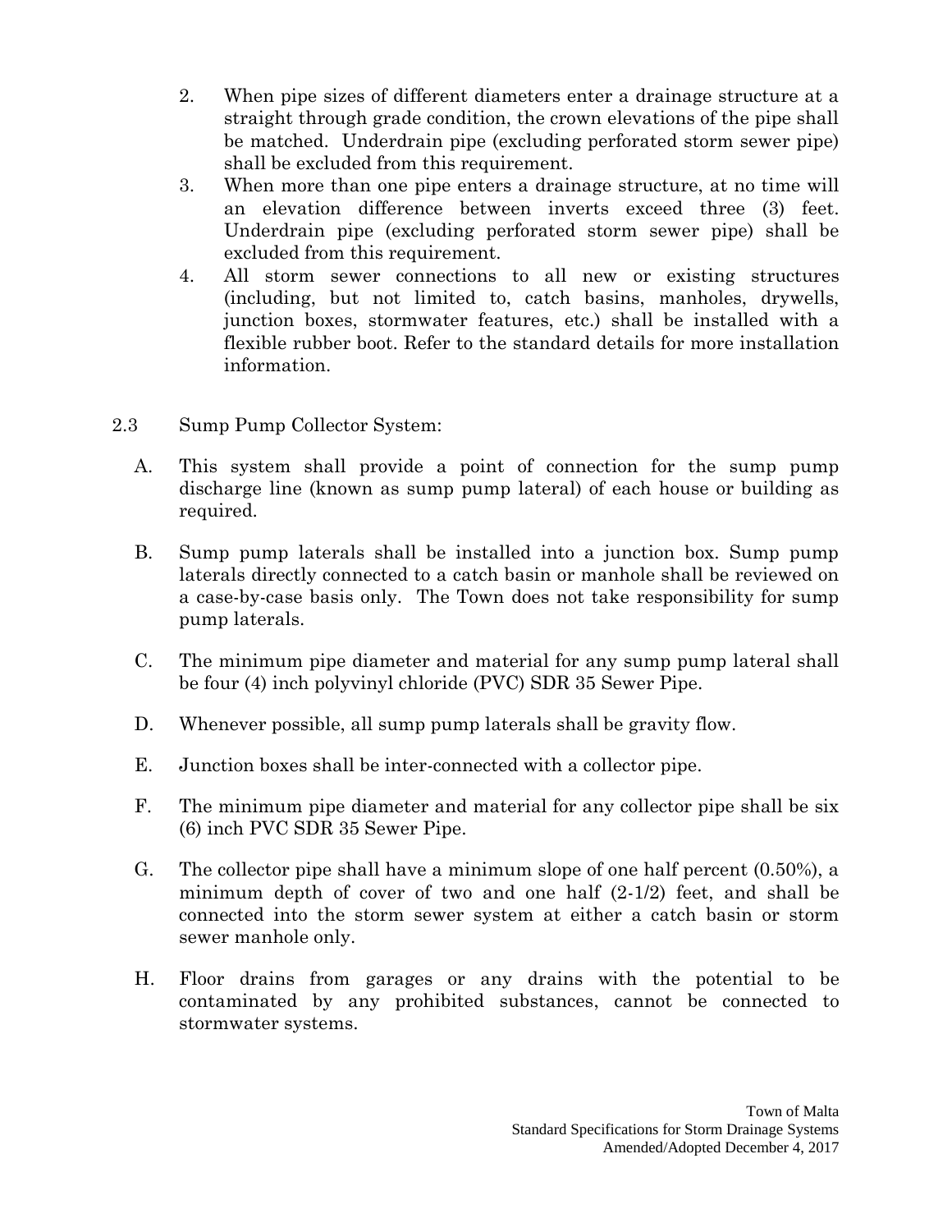2. When pipe sizes of different diameters enter a drainage structure at a straight through grade condition, the crown elevations of the pipe shall be matched. Underdrain pipe (excluding perforated storm sewer pipe) shall be excluded from this requirement.
3. When more than one pipe enters a drainage structure, at no time will an elevation difference between inverts exceed three (3) feet. Underdrain pipe (excluding perforated storm sewer pipe) shall be excluded from this requirement.
4. All storm sewer connections to all new or existing structures (including, but not limited to, catch basins, manholes, drywells, junction boxes, stormwater features, etc.) shall be installed with a flexible rubber boot. Refer to the standard details for more installation information.

2.3 Sump Pump Collector System:

A. This system shall provide a point of connection for the sump pump discharge line (known as sump pump lateral) of each house or building as required.

B. Sump pump laterals shall be installed into a junction box. Sump pump laterals directly connected to a catch basin or manhole shall be reviewed on a case-by-case basis only. The Town does not take responsibility for sump pump laterals.

C. The minimum pipe diameter and material for any sump pump lateral shall be four (4) inch polyvinyl chloride (PVC) SDR 35 Sewer Pipe.

D. Whenever possible, all sump pump laterals shall be gravity flow.

E. Junction boxes shall be inter-connected with a collector pipe.

F. The minimum pipe diameter and material for any collector pipe shall be six (6) inch PVC SDR 35 Sewer Pipe.

G. The collector pipe shall have a minimum slope of one half percent (0.50%), a minimum depth of cover of two and one half (2-1/2) feet, and shall be connected into the storm sewer system at either a catch basin or storm sewer manhole only.

H. Floor drains from garages or any drains with the potential to be contaminated by any prohibited substances, cannot be connected to stormwater systems.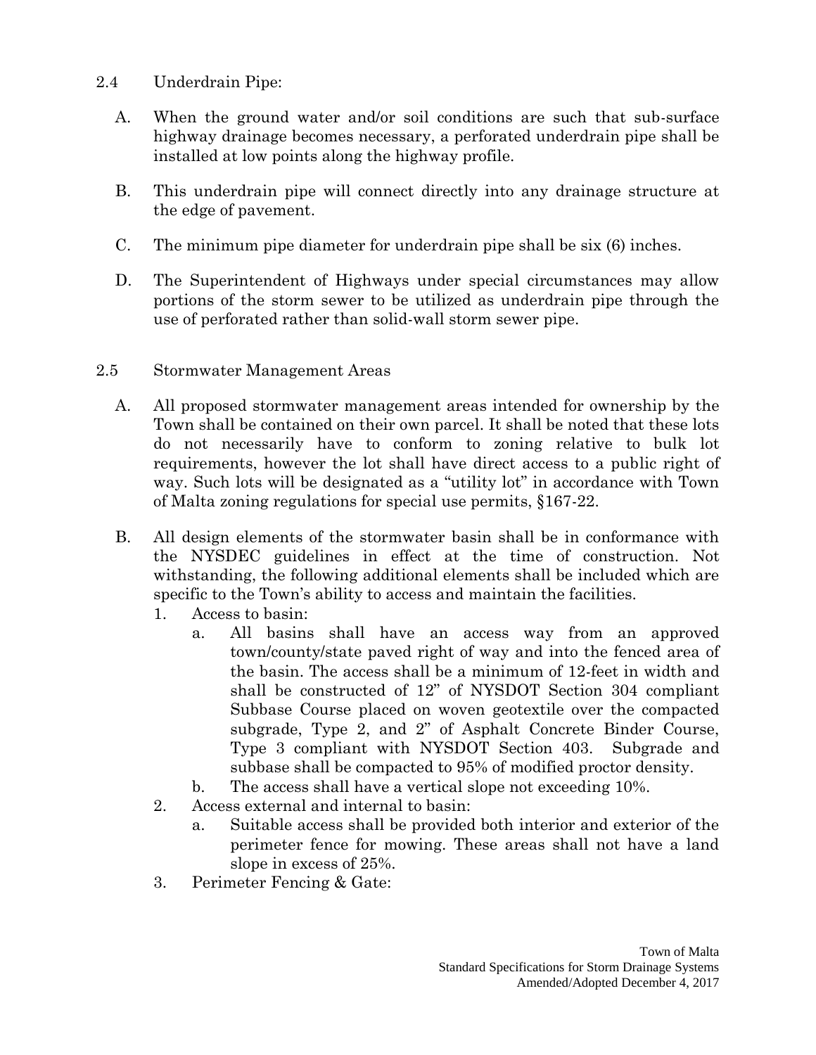2.4 Underdrain Pipe:

A. When the ground water and/or soil conditions are such that sub-surface highway drainage becomes necessary, a perforated underdrain pipe shall be installed at low points along the highway profile.

B. This underdrain pipe will connect directly into any drainage structure at the edge of pavement.

C. The minimum pipe diameter for underdrain pipe shall be six (6) inches.

D. The Superintendent of Highways under special circumstances may allow portions of the storm sewer to be utilized as underdrain pipe through the use of perforated rather than solid-wall storm sewer pipe.

2.5 Stormwater Management Areas

A. All proposed stormwater management areas intended for ownership by the Town shall be contained on their own parcel. It shall be noted that these lots do not necessarily have to conform to zoning relative to bulk lot requirements, however the lot shall have direct access to a public right of way. Such lots will be designated as a "utility lot" in accordance with Town of Malta zoning regulations for special use permits, §167-22.

B. All design elements of the stormwater basin shall be in conformance with the NYSDEC guidelines in effect at the time of construction. Not withstanding, the following additional elements shall be included which are specific to the Town's ability to access and maintain the facilities.

1. Access to basin:
   a. All basins shall have an access way from an approved town/county/state paved right of way and into the fenced area of the basin. The access shall be a minimum of 12-feet in width and shall be constructed of 12" of NYSDOT Section 304 compliant Subbase Course placed on woven geotextile over the compacted subgrade, Type 2, and 2" of Asphalt Concrete Binder Course, Type 3 compliant with NYSDOT Section 403. Subgrade and subbase shall be compacted to 95% of modified proctor density.
   b. The access shall have a vertical slope not exceeding 10%.
2. Access external and internal to basin:
   a. Suitable access shall be provided both interior and exterior of the perimeter fence for mowing. These areas shall not have a land slope in excess of 25%.
3. Perimeter Fencing & Gate: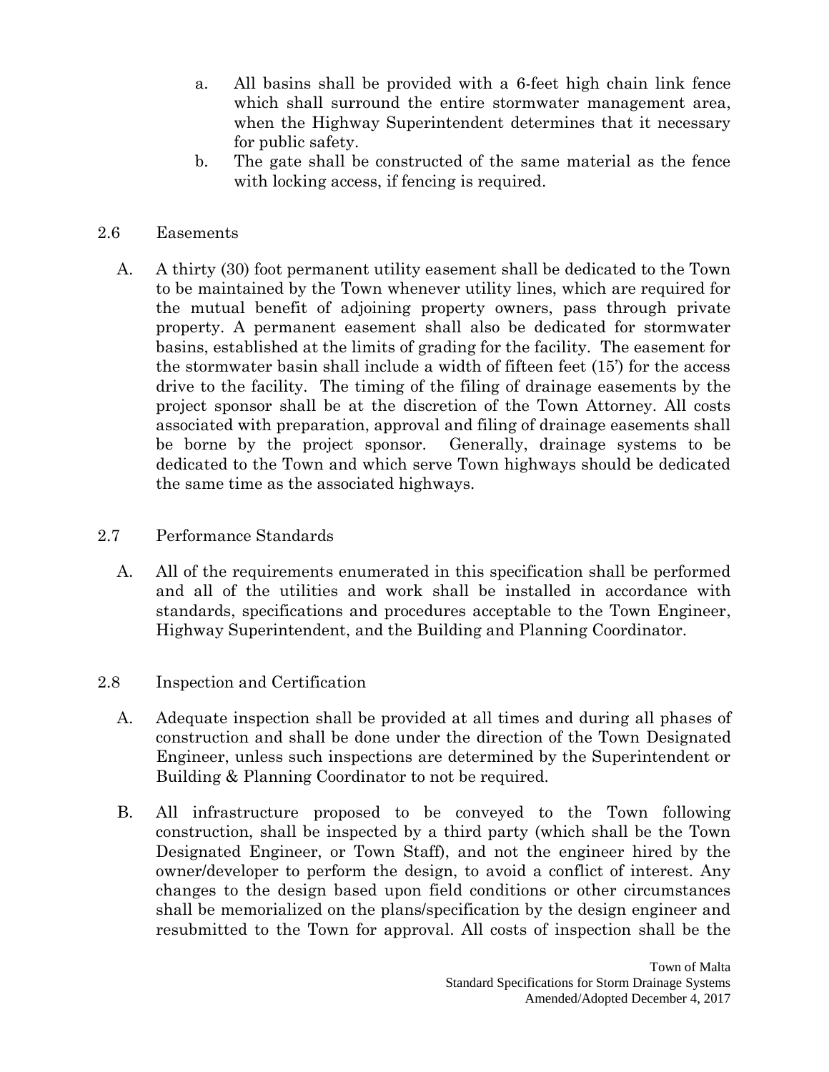a. All basins shall be provided with a 6-feet high chain link fence which shall surround the entire stormwater management area, when the Highway Superintendent determines that it necessary for public safety.

b. The gate shall be constructed of the same material as the fence with locking access, if fencing is required.

## 2.6 Easements

A. A thirty (30) foot permanent utility easement shall be dedicated to the Town to be maintained by the Town whenever utility lines, which are required for the mutual benefit of adjoining property owners, pass through private property. A permanent easement shall also be dedicated for stormwater basins, established at the limits of grading for the facility. The easement for the stormwater basin shall include a width of fifteen feet (15') for the access drive to the facility. The timing of the filing of drainage easements by the project sponsor shall be at the discretion of the Town Attorney. All costs associated with preparation, approval and filing of drainage easements shall be borne by the project sponsor. Generally, drainage systems to be dedicated to the Town and which serve Town highways should be dedicated the same time as the associated highways.

## 2.7 Performance Standards

A. All of the requirements enumerated in this specification shall be performed and all of the utilities and work shall be installed in accordance with standards, specifications and procedures acceptable to the Town Engineer, Highway Superintendent, and the Building and Planning Coordinator.

## 2.8 Inspection and Certification

A. Adequate inspection shall be provided at all times and during all phases of construction and shall be done under the direction of the Town Designated Engineer, unless such inspections are determined by the Superintendent or Building & Planning Coordinator to not be required.

B. All infrastructure proposed to be conveyed to the Town following construction, shall be inspected by a third party (which shall be the Town Designated Engineer, or Town Staff), and not the engineer hired by the owner/developer to perform the design, to avoid a conflict of interest. Any changes to the design based upon field conditions or other circumstances shall be memorialized on the plans/specification by the design engineer and resubmitted to the Town for approval. All costs of inspection shall be the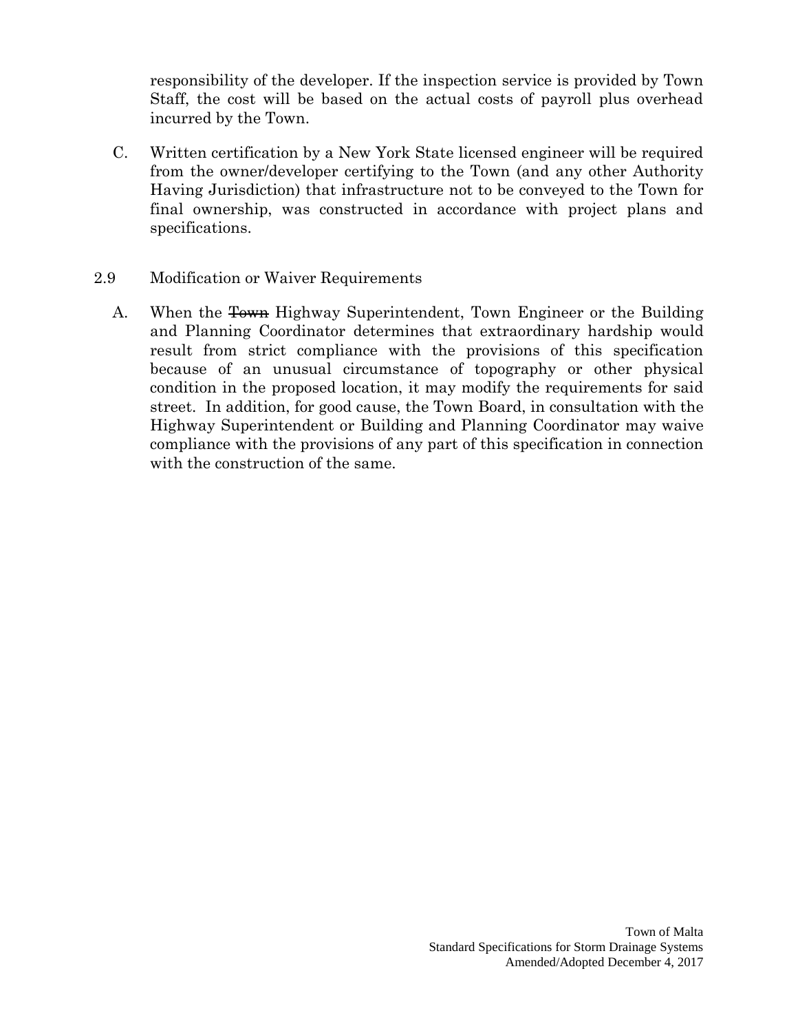responsibility of the developer. If the inspection service is provided by Town Staff, the cost will be based on the actual costs of payroll plus overhead incurred by the Town.

C. Written certification by a New York State licensed engineer will be required from the owner/developer certifying to the Town (and any other Authority Having Jurisdiction) that infrastructure not to be conveyed to the Town for final ownership, was constructed in accordance with project plans and specifications.

2.9 Modification or Waiver Requirements

A. When the ~~Town~~ Highway Superintendent, Town Engineer or the Building and Planning Coordinator determines that extraordinary hardship would result from strict compliance with the provisions of this specification because of an unusual circumstance of topography or other physical condition in the proposed location, it may modify the requirements for said street. In addition, for good cause, the Town Board, in consultation with the Highway Superintendent or Building and Planning Coordinator may waive compliance with the provisions of any part of this specification in connection with the construction of the same.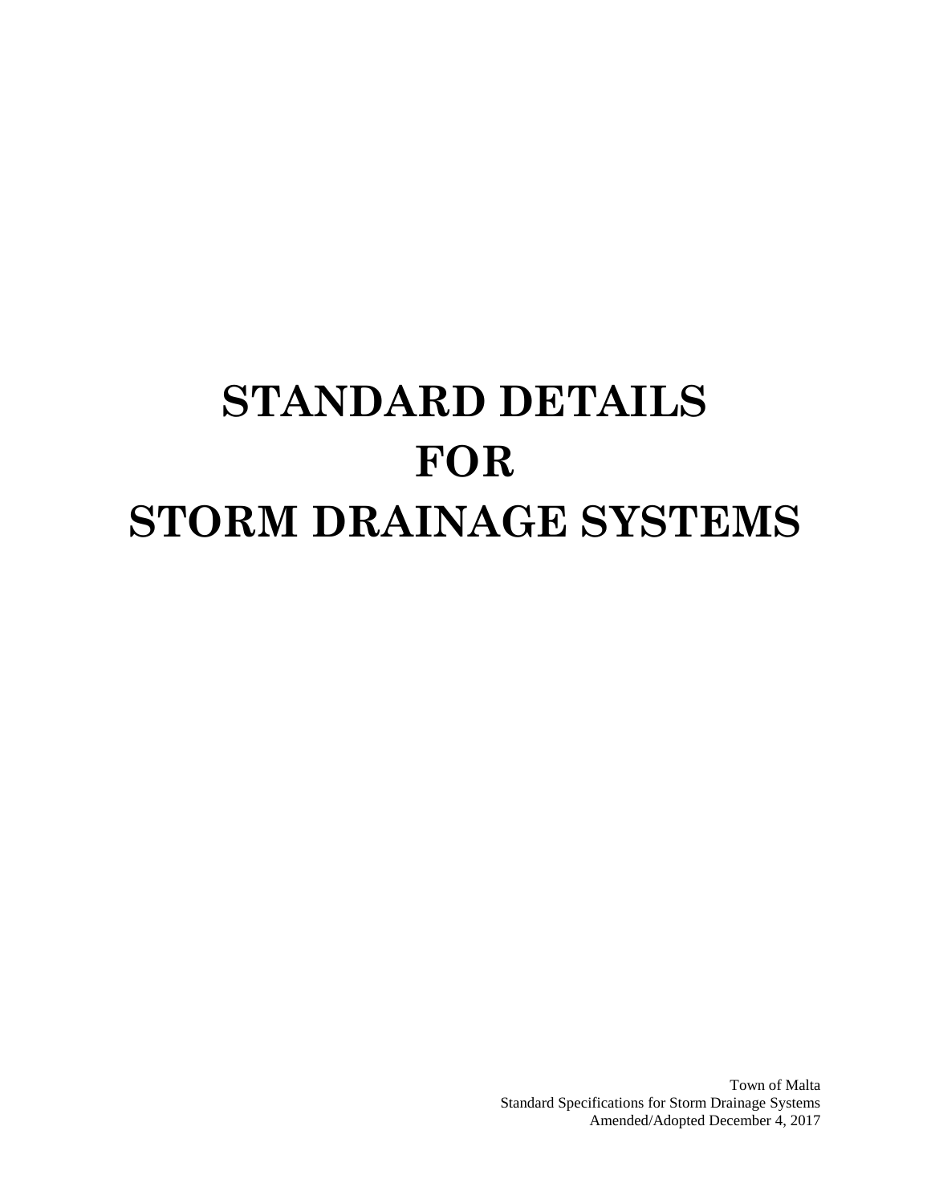# STANDARD DETAILS FOR STORM DRAINAGE SYSTEMS

Town of Malta
Standard Specifications for Storm Drainage Systems
Amended/Adopted December 4, 2017